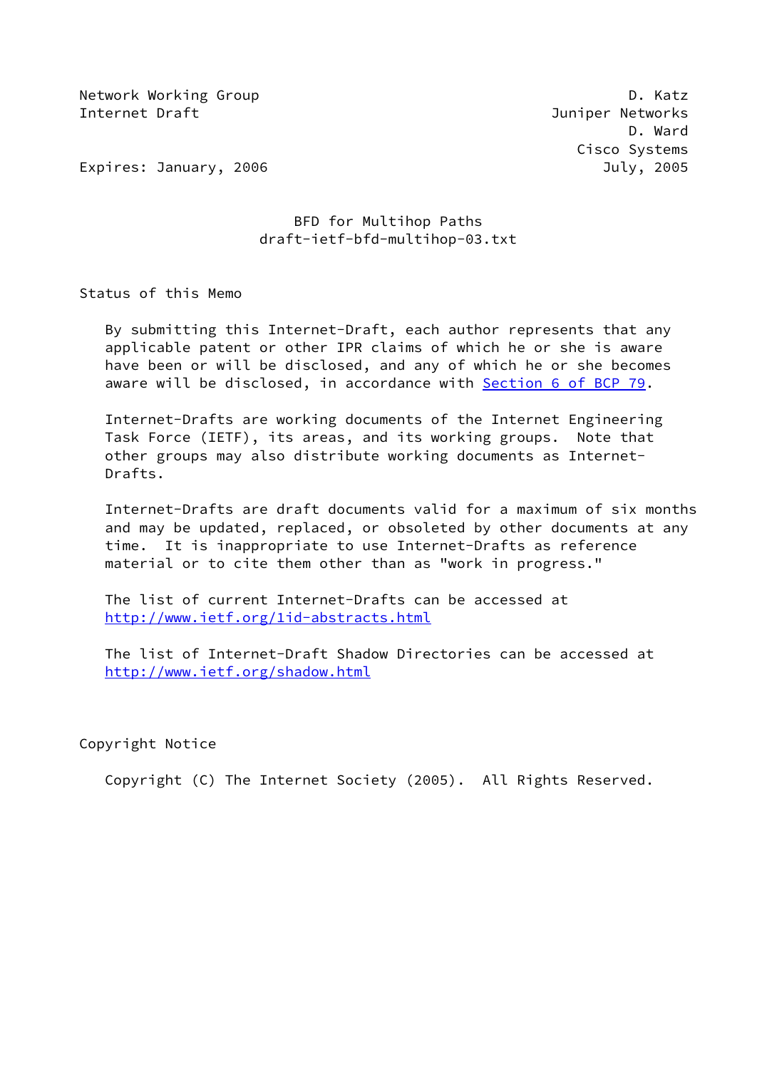Network Working Group D. Katz
Internet Draft Juniper Networks
D. Ward
Cisco Systems
Expires: January, 2006 July, 2005

# BFD for Multihop Paths
draft-ietf-bfd-multihop-03.txt

## Status of this Memo

By submitting this Internet-Draft, each author represents that any applicable patent or other IPR claims of which he or she is aware have been or will be disclosed, and any of which he or she becomes aware will be disclosed, in accordance with Section 6 of BCP 79.

Internet-Drafts are working documents of the Internet Engineering Task Force (IETF), its areas, and its working groups. Note that other groups may also distribute working documents as Internet-Drafts.

Internet-Drafts are draft documents valid for a maximum of six months and may be updated, replaced, or obsoleted by other documents at any time. It is inappropriate to use Internet-Drafts as reference material or to cite them other than as "work in progress."

The list of current Internet-Drafts can be accessed at http://www.ietf.org/1id-abstracts.html

The list of Internet-Draft Shadow Directories can be accessed at http://www.ietf.org/shadow.html

## Copyright Notice

Copyright (C) The Internet Society (2005). All Rights Reserved.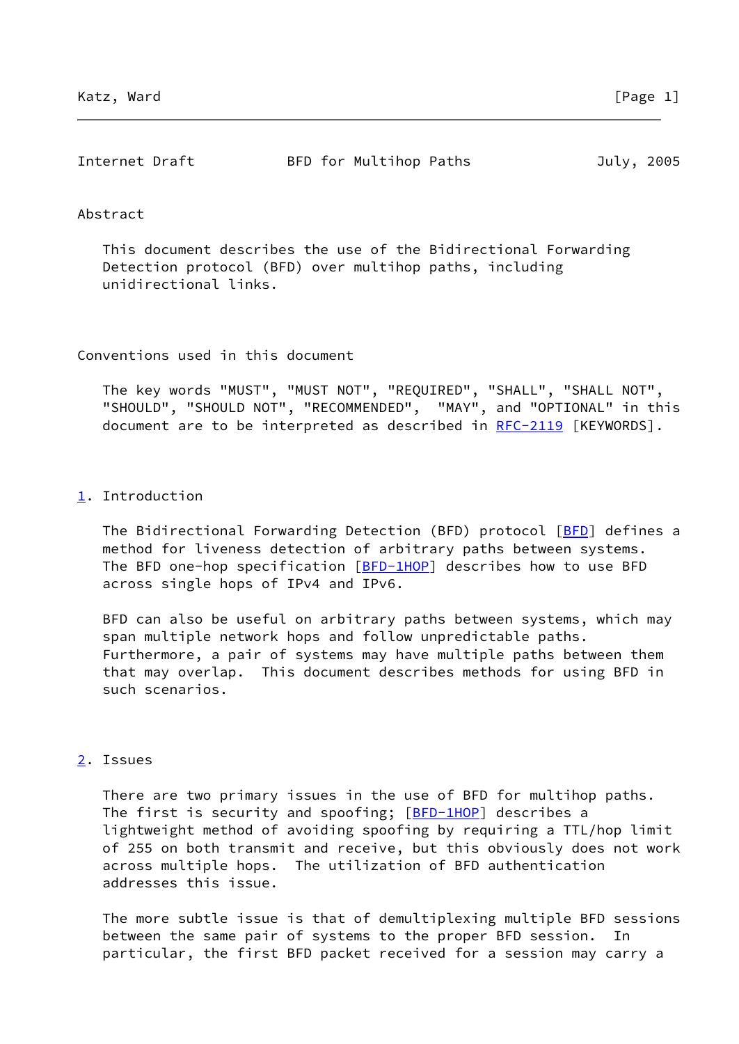## Abstract

This document describes the use of the Bidirectional Forwarding Detection protocol (BFD) over multihop paths, including unidirectional links.

## Conventions used in this document

The key words "MUST", "MUST NOT", "REQUIRED", "SHALL", "SHALL NOT", "SHOULD", "SHOULD NOT", "RECOMMENDED", "MAY", and "OPTIONAL" in this document are to be interpreted as described in RFC-2119 [KEYWORDS].

## 1. Introduction

The Bidirectional Forwarding Detection (BFD) protocol [BFD] defines a method for liveness detection of arbitrary paths between systems. The BFD one-hop specification [BFD-1HOP] describes how to use BFD across single hops of IPv4 and IPv6.

BFD can also be useful on arbitrary paths between systems, which may span multiple network hops and follow unpredictable paths. Furthermore, a pair of systems may have multiple paths between them that may overlap. This document describes methods for using BFD in such scenarios.

## 2. Issues

There are two primary issues in the use of BFD for multihop paths. The first is security and spoofing; [BFD-1HOP] describes a lightweight method of avoiding spoofing by requiring a TTL/hop limit of 255 on both transmit and receive, but this obviously does not work across multiple hops. The utilization of BFD authentication addresses this issue.

The more subtle issue is that of demultiplexing multiple BFD sessions between the same pair of systems to the proper BFD session. In particular, the first BFD packet received for a session may carry a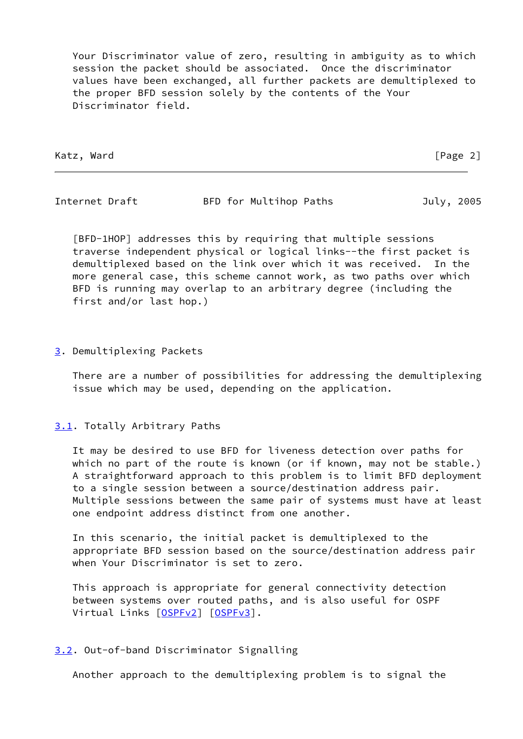Your Discriminator value of zero, resulting in ambiguity as to which session the packet should be associated. Once the discriminator values have been exchanged, all further packets are demultiplexed to the proper BFD session solely by the contents of the Your Discriminator field.

[BFD-1HOP] addresses this by requiring that multiple sessions traverse independent physical or logical links--the first packet is demultiplexed based on the link over which it was received. In the more general case, this scheme cannot work, as two paths over which BFD is running may overlap to an arbitrary degree (including the first and/or last hop.)

## 3. Demultiplexing Packets

There are a number of possibilities for addressing the demultiplexing issue which may be used, depending on the application.

### 3.1. Totally Arbitrary Paths

It may be desired to use BFD for liveness detection over paths for which no part of the route is known (or if known, may not be stable.) A straightforward approach to this problem is to limit BFD deployment to a single session between a source/destination address pair. Multiple sessions between the same pair of systems must have at least one endpoint address distinct from one another.

In this scenario, the initial packet is demultiplexed to the appropriate BFD session based on the source/destination address pair when Your Discriminator is set to zero.

This approach is appropriate for general connectivity detection between systems over routed paths, and is also useful for OSPF Virtual Links [OSPFv2] [OSPFv3].

### 3.2. Out-of-band Discriminator Signalling

Another approach to the demultiplexing problem is to signal the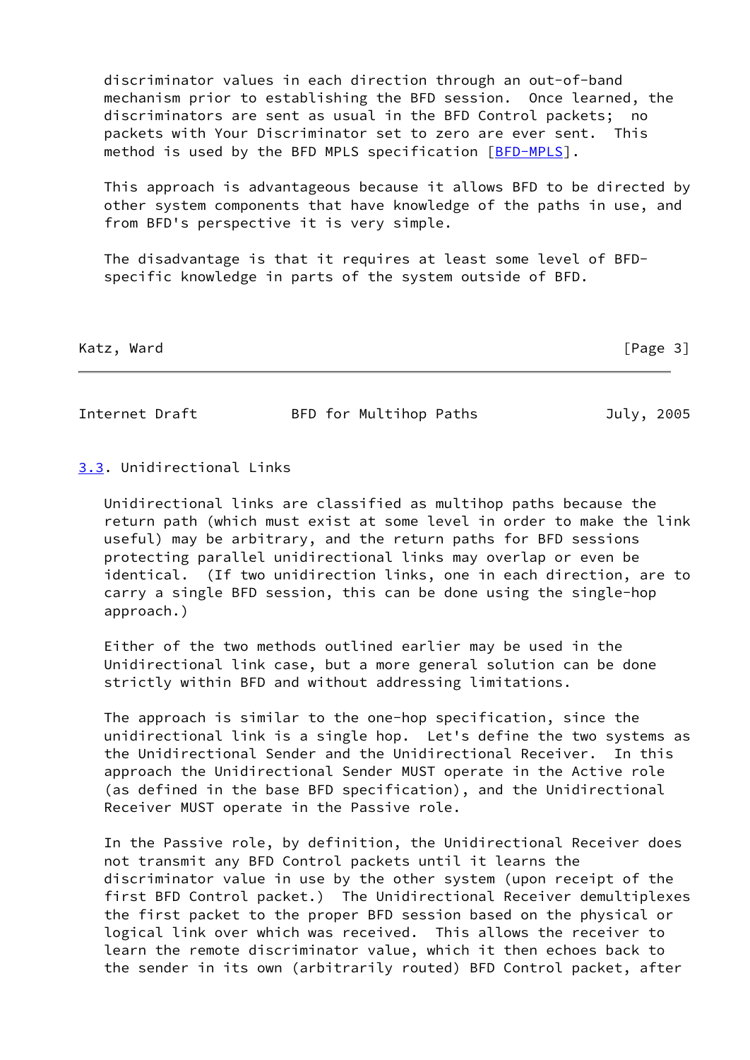discriminator values in each direction through an out-of-band mechanism prior to establishing the BFD session. Once learned, the discriminators are sent as usual in the BFD Control packets; no packets with Your Discriminator set to zero are ever sent. This method is used by the BFD MPLS specification [BFD-MPLS].

This approach is advantageous because it allows BFD to be directed by other system components that have knowledge of the paths in use, and from BFD's perspective it is very simple.

The disadvantage is that it requires at least some level of BFD-specific knowledge in parts of the system outside of BFD.

### 3.3. Unidirectional Links

Unidirectional links are classified as multihop paths because the return path (which must exist at some level in order to make the link useful) may be arbitrary, and the return paths for BFD sessions protecting parallel unidirectional links may overlap or even be identical. (If two unidirection links, one in each direction, are to carry a single BFD session, this can be done using the single-hop approach.)

Either of the two methods outlined earlier may be used in the Unidirectional link case, but a more general solution can be done strictly within BFD and without addressing limitations.

The approach is similar to the one-hop specification, since the unidirectional link is a single hop. Let's define the two systems as the Unidirectional Sender and the Unidirectional Receiver. In this approach the Unidirectional Sender MUST operate in the Active role (as defined in the base BFD specification), and the Unidirectional Receiver MUST operate in the Passive role.

In the Passive role, by definition, the Unidirectional Receiver does not transmit any BFD Control packets until it learns the discriminator value in use by the other system (upon receipt of the first BFD Control packet.) The Unidirectional Receiver demultiplexes the first packet to the proper BFD session based on the physical or logical link over which was received. This allows the receiver to learn the remote discriminator value, which it then echoes back to the sender in its own (arbitrarily routed) BFD Control packet, after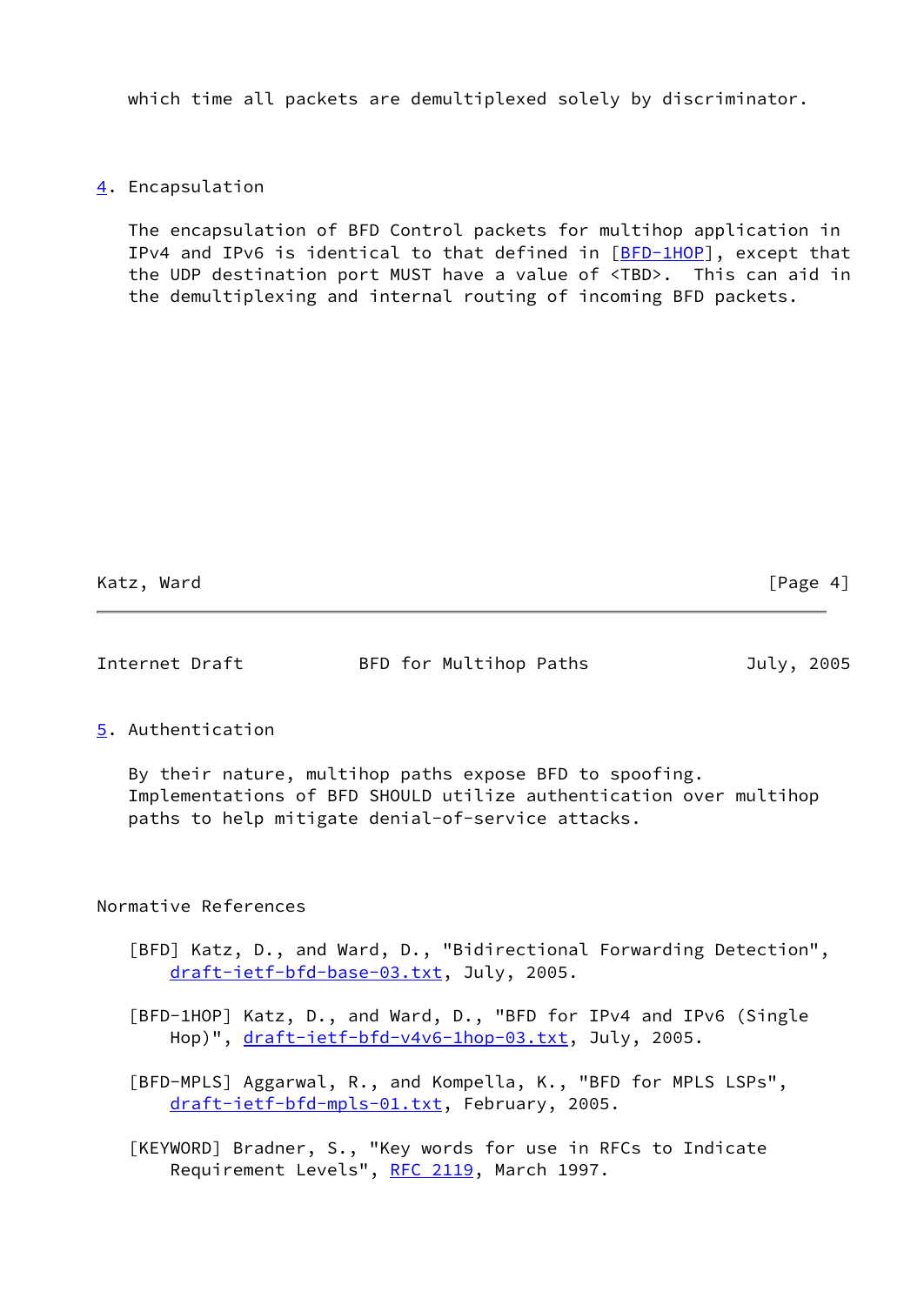which time all packets are demultiplexed solely by discriminator.

## 4. Encapsulation

The encapsulation of BFD Control packets for multihop application in IPv4 and IPv6 is identical to that defined in [BFD-1HOP], except that the UDP destination port MUST have a value of <TBD>. This can aid in the demultiplexing and internal routing of incoming BFD packets.

## 5. Authentication

By their nature, multihop paths expose BFD to spoofing. Implementations of BFD SHOULD utilize authentication over multihop paths to help mitigate denial-of-service attacks.

## Normative References

[BFD] Katz, D., and Ward, D., "Bidirectional Forwarding Detection", draft-ietf-bfd-base-03.txt, July, 2005.

[BFD-1HOP] Katz, D., and Ward, D., "BFD for IPv4 and IPv6 (Single Hop)", draft-ietf-bfd-v4v6-1hop-03.txt, July, 2005.

[BFD-MPLS] Aggarwal, R., and Kompella, K., "BFD for MPLS LSPs", draft-ietf-bfd-mpls-01.txt, February, 2005.

[KEYWORD] Bradner, S., "Key words for use in RFCs to Indicate Requirement Levels", RFC 2119, March 1997.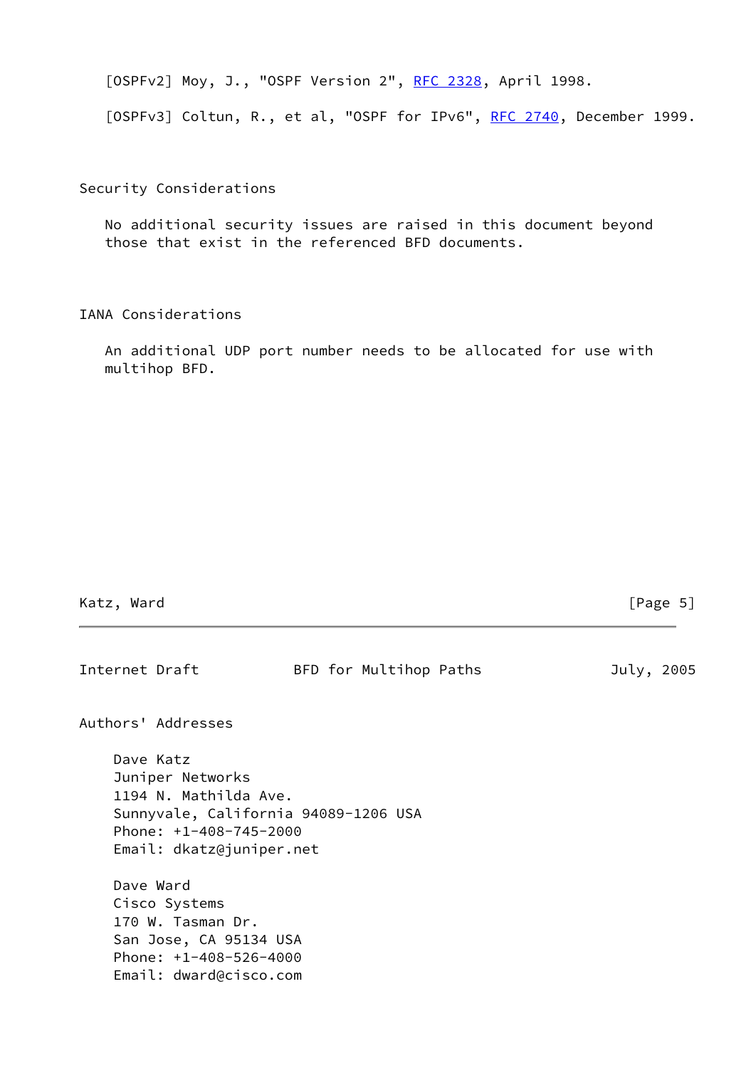[OSPFv2] Moy, J., "OSPF Version 2", RFC 2328, April 1998.

[OSPFv3] Coltun, R., et al, "OSPF for IPv6", RFC 2740, December 1999.

## Security Considerations

No additional security issues are raised in this document beyond those that exist in the referenced BFD documents.

## IANA Considerations

An additional UDP port number needs to be allocated for use with multihop BFD.

## Authors' Addresses

Dave Katz
Juniper Networks
1194 N. Mathilda Ave.
Sunnyvale, California 94089-1206 USA
Phone: +1-408-745-2000
Email: dkatz@juniper.net

Dave Ward
Cisco Systems
170 W. Tasman Dr.
San Jose, CA 95134 USA
Phone: +1-408-526-4000
Email: dward@cisco.com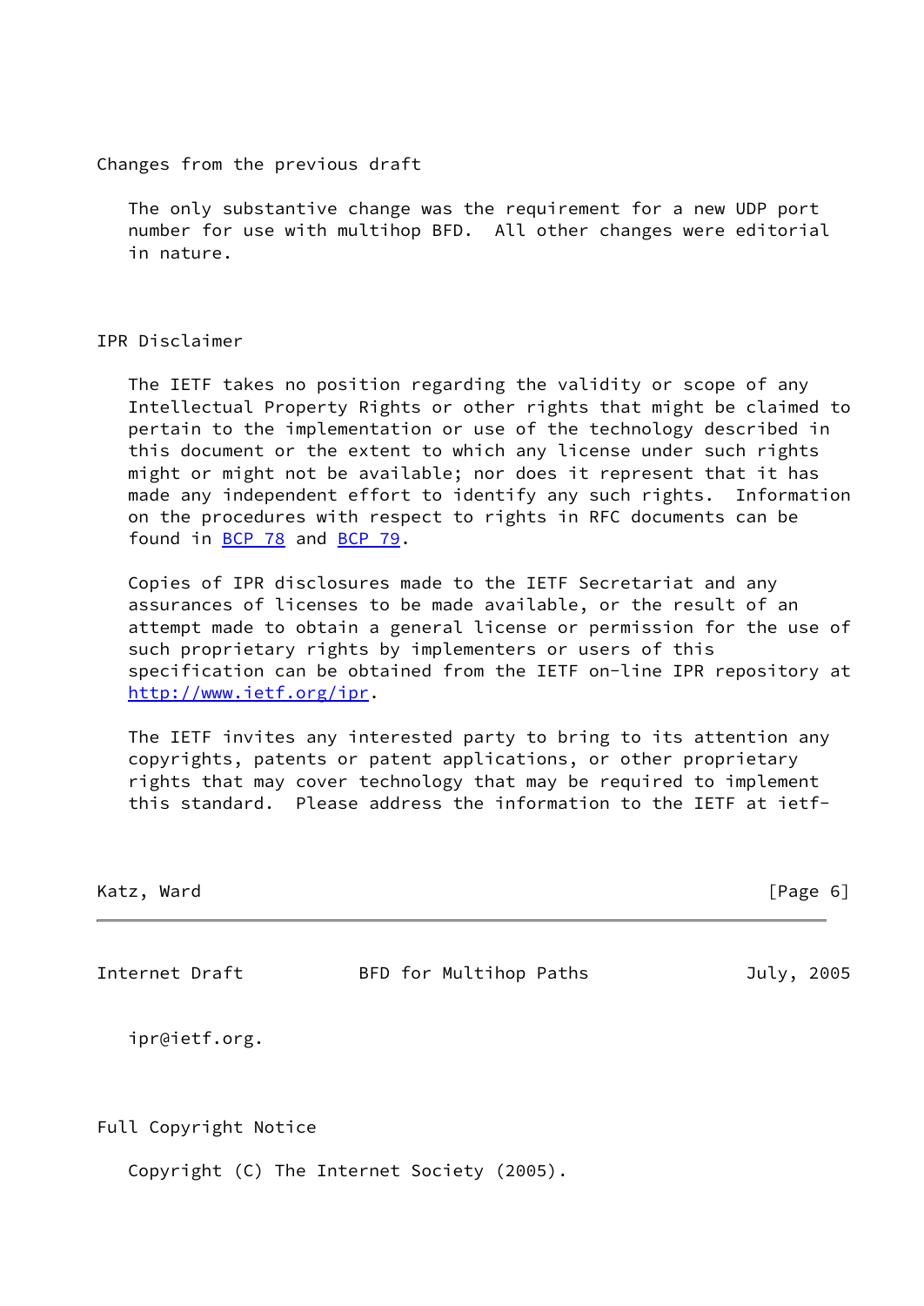## Changes from the previous draft

The only substantive change was the requirement for a new UDP port number for use with multihop BFD. All other changes were editorial in nature.

## IPR Disclaimer

The IETF takes no position regarding the validity or scope of any Intellectual Property Rights or other rights that might be claimed to pertain to the implementation or use of the technology described in this document or the extent to which any license under such rights might or might not be available; nor does it represent that it has made any independent effort to identify any such rights. Information on the procedures with respect to rights in RFC documents can be found in BCP 78 and BCP 79.

Copies of IPR disclosures made to the IETF Secretariat and any assurances of licenses to be made available, or the result of an attempt made to obtain a general license or permission for the use of such proprietary rights by implementers or users of this specification can be obtained from the IETF on-line IPR repository at http://www.ietf.org/ipr.

The IETF invites any interested party to bring to its attention any copyrights, patents or patent applications, or other proprietary rights that may cover technology that may be required to implement this standard. Please address the information to the IETF at ietf-ipr@ietf.org.

## Full Copyright Notice

Copyright (C) The Internet Society (2005).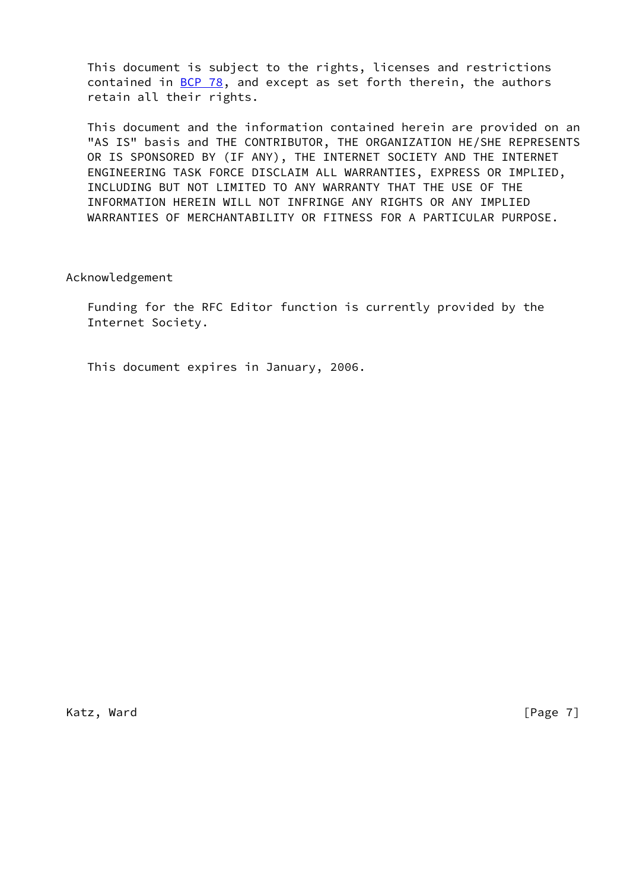This document is subject to the rights, licenses and restrictions contained in BCP 78, and except as set forth therein, the authors retain all their rights.

This document and the information contained herein are provided on an "AS IS" basis and THE CONTRIBUTOR, THE ORGANIZATION HE/SHE REPRESENTS OR IS SPONSORED BY (IF ANY), THE INTERNET SOCIETY AND THE INTERNET ENGINEERING TASK FORCE DISCLAIM ALL WARRANTIES, EXPRESS OR IMPLIED, INCLUDING BUT NOT LIMITED TO ANY WARRANTY THAT THE USE OF THE INFORMATION HEREIN WILL NOT INFRINGE ANY RIGHTS OR ANY IMPLIED WARRANTIES OF MERCHANTABILITY OR FITNESS FOR A PARTICULAR PURPOSE.

## Acknowledgement

Funding for the RFC Editor function is currently provided by the Internet Society.

This document expires in January, 2006.